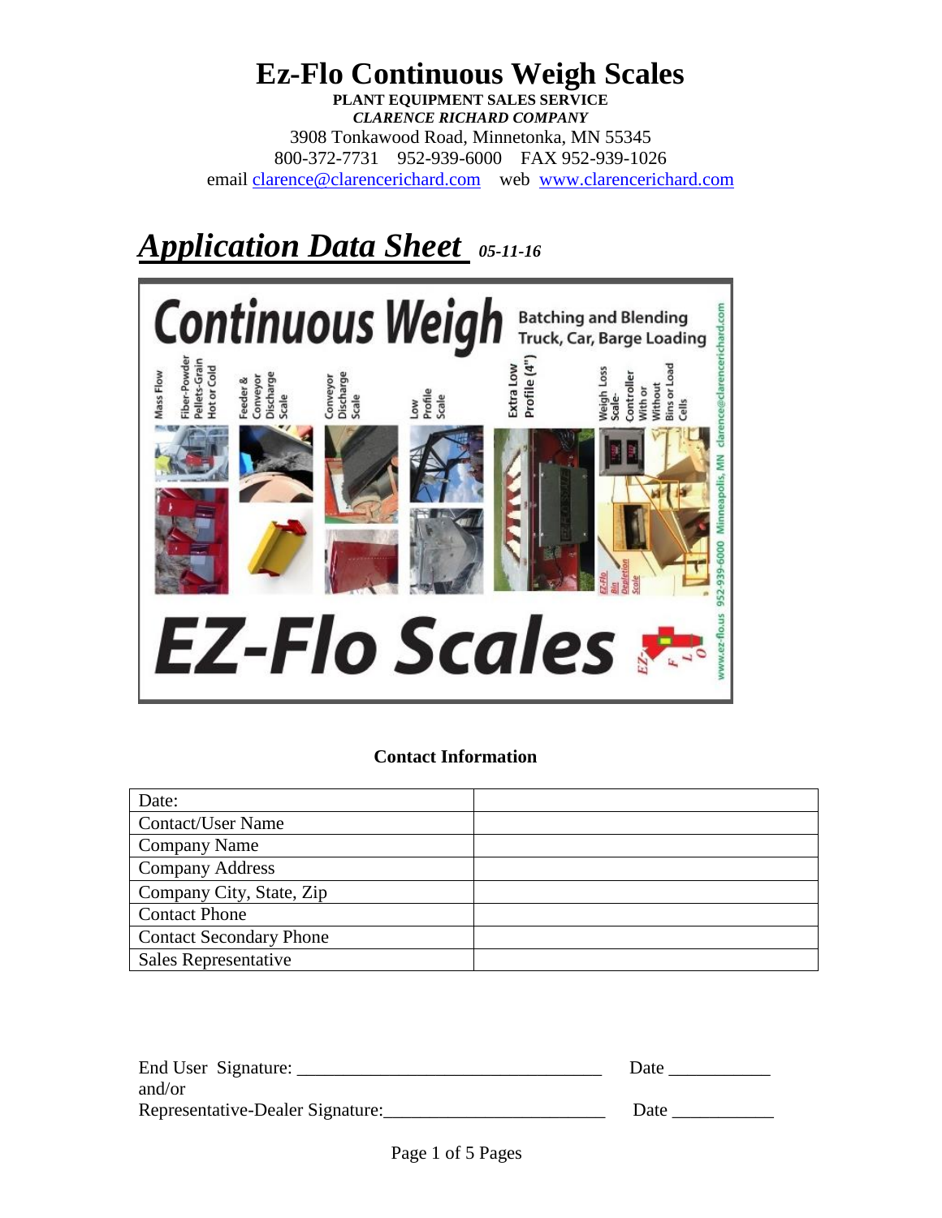# Ez-Flo Continuous Weigh Scales

**PLANT EQUIPMENT SALES SERVICE**
***CLARENCE RICHARD COMPANY***
3908 Tonkawood Road, Minnetonka, MN 55345
800-372-7731 952-939-6000 FAX 952-939-1026
email clarence@clarencerichard.com web www.clarencerichard.com

## ***Application Data Sheet*** *05-11-16*

### Contact Information

| Date: | |
|---|---|
| Contact/User Name | |
| Company Name | |
| Company Address | |
| Company City, State, Zip | |
| Contact Phone | |
| Contact Secondary Phone | |
| Sales Representative | |

End User Signature: _________________________________ Date ___________
and/or
Representative-Dealer Signature:________________________ Date ___________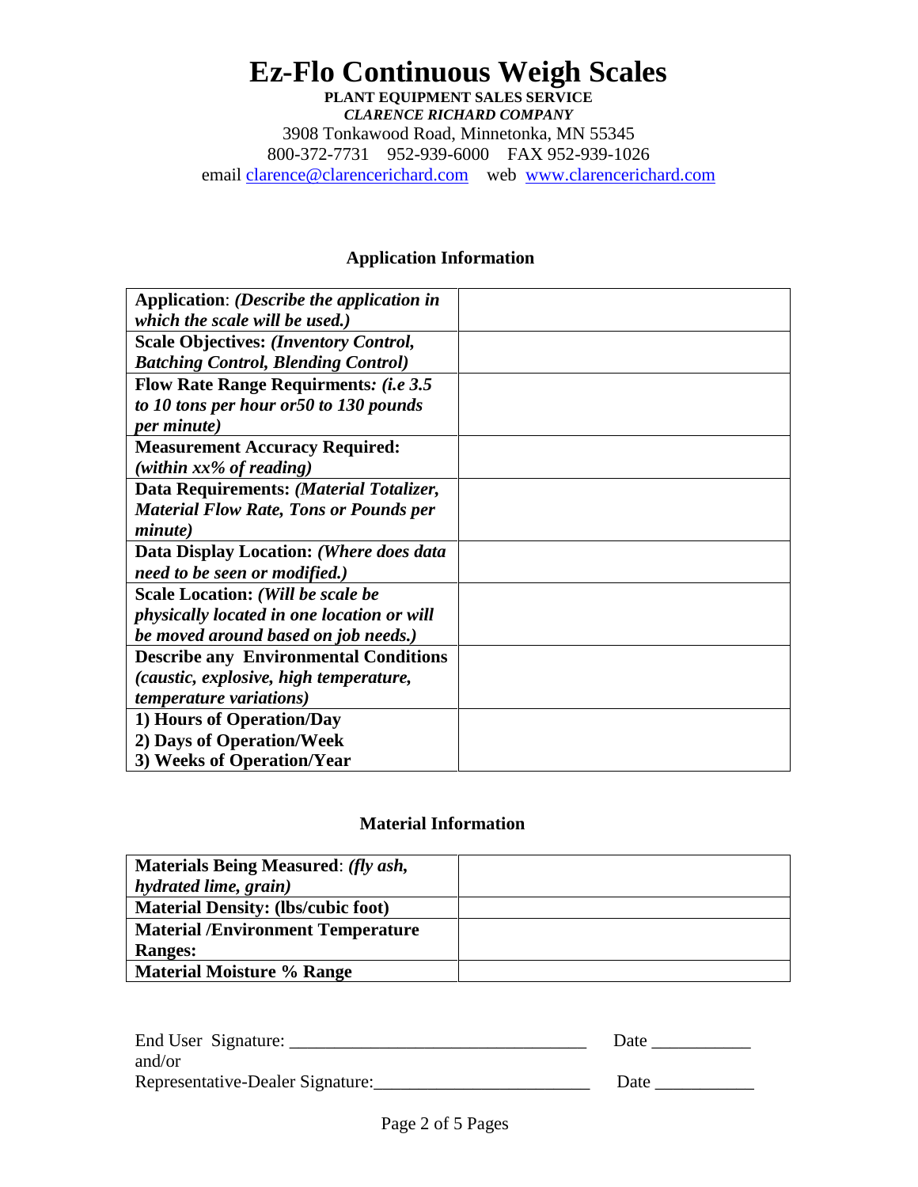# Ez-Flo Continuous Weigh Scales

**PLANT EQUIPMENT SALES SERVICE**

***CLARENCE RICHARD COMPANY***

3908 Tonkawood Road, Minnetonka, MN 55345

800-372-7731 952-939-6000 FAX 952-939-1026

email clarence@clarencerichard.com web www.clarencerichard.com

## Application Information

| | |
|---|---|
| **Application**: ***(Describe the application in which the scale will be used.)*** | |
| **Scale Objectives: *(Inventory Control, Batching Control, Blending Control)*** | |
| **Flow Rate Range Requirments*: (i.e 3.5 to 10 tons per hour or50 to 130 pounds per minute)*** | |
| **Measurement Accuracy Required: *(within xx% of reading)*** | |
| **Data Requirements: *(Material Totalizer, Material Flow Rate, Tons or Pounds per minute)*** | |
| **Data Display Location: *(Where does data need to be seen or modified.)*** | |
| **Scale Location: *(Will be scale be physically located in one location or will be moved around based on job needs.)*** | |
| **Describe any Environmental Conditions *(caustic, explosive, high temperature, temperature variations)*** | |
| **1) Hours of Operation/Day<br>2) Days of Operation/Week<br>3) Weeks of Operation/Year** | |

## Material Information

| | |
|---|---|
| **Materials Being Measured**: ***(fly ash, hydrated lime, grain)*** | |
| **Material Density: (lbs/cubic foot)** | |
| **Material /Environment Temperature Ranges:** | |
| **Material Moisture % Range** | |

End User Signature: ________________________________ Date ___________

and/or

Representative-Dealer Signature:________________________ Date ___________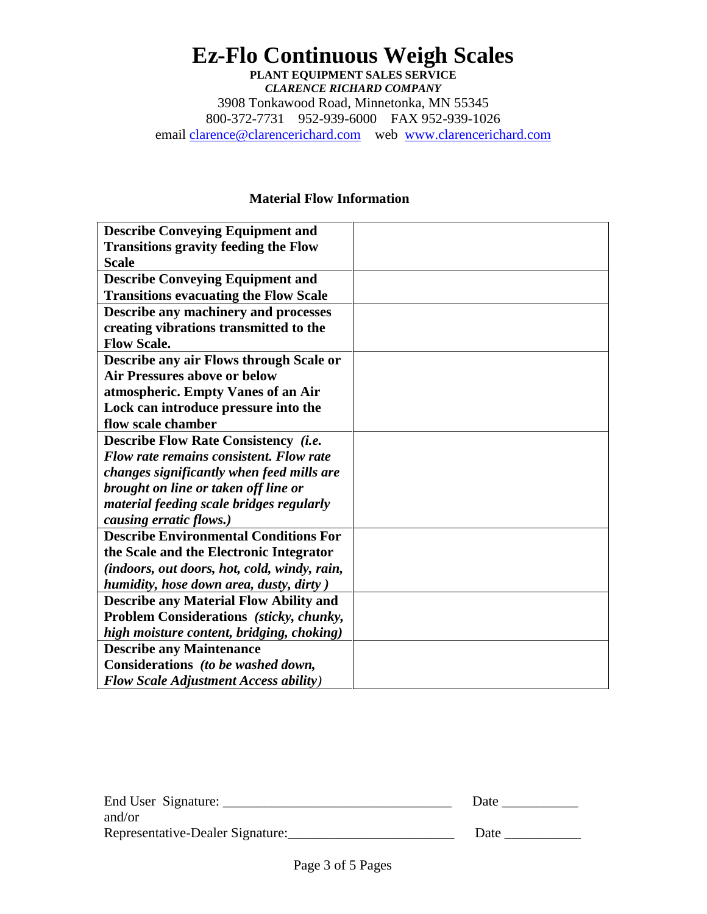# Ez-Flo Continuous Weigh Scales

**PLANT EQUIPMENT SALES SERVICE**

***CLARENCE RICHARD COMPANY***

3908 Tonkawood Road, Minnetonka, MN 55345

800-372-7731 952-939-6000 FAX 952-939-1026

email clarence@clarencerichard.com web www.clarencerichard.com

## Material Flow Information

| | |
|---|---|
| **Describe Conveying Equipment and Transitions gravity feeding the Flow Scale** | |
| **Describe Conveying Equipment and Transitions evacuating the Flow Scale** | |
| **Describe any machinery and processes creating vibrations transmitted to the Flow Scale.** | |
| **Describe any air Flows through Scale or Air Pressures above or below atmospheric. Empty Vanes of an Air Lock can introduce pressure into the flow scale chamber** | |
| **Describe Flow Rate Consistency** ***(i.e. Flow rate remains consistent. Flow rate changes significantly when feed mills are brought on line or taken off line or material feeding scale bridges regularly causing erratic flows.)*** | |
| **Describe Environmental Conditions For the Scale and the Electronic Integrator** ***(indoors, out doors, hot, cold, windy, rain, humidity, hose down area, dusty, dirty )*** | |
| **Describe any Material Flow Ability and Problem Considerations** ***(sticky, chunky, high moisture content, bridging, choking)*** | |
| **Describe any Maintenance Considerations** ***(to be washed down, Flow Scale Adjustment Access ability)*** | |

End User Signature: ________________________________ Date ___________

and/or

Representative-Dealer Signature:________________________ Date ___________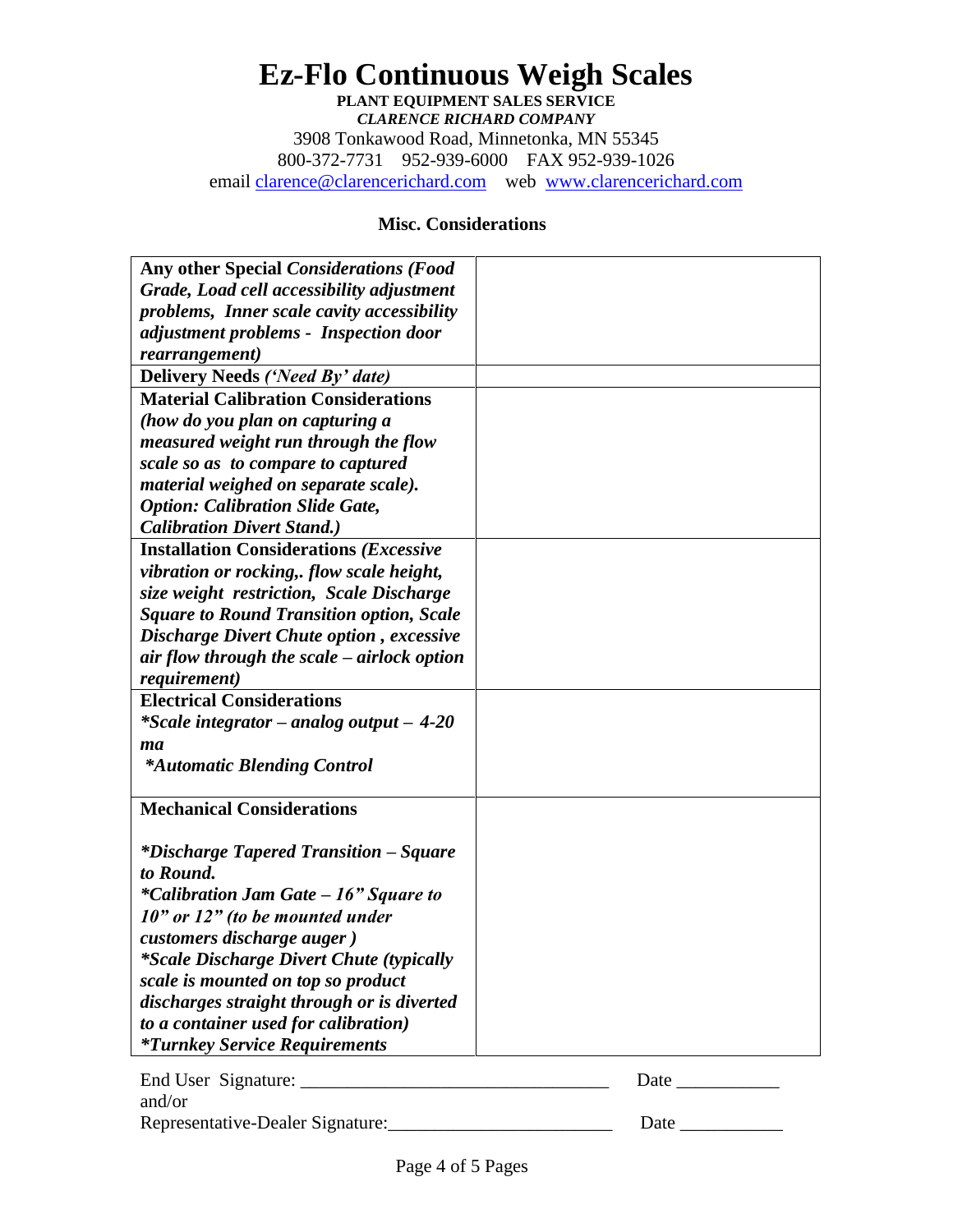# Ez-Flo Continuous Weigh Scales

**PLANT EQUIPMENT SALES SERVICE**

***CLARENCE RICHARD COMPANY***

3908 Tonkawood Road, Minnetonka, MN 55345

800-372-7731 952-939-6000 FAX 952-939-1026

email clarence@clarencerichard.com web www.clarencerichard.com

## Misc. Considerations

| | |
|---|---|
| **Any other Special *Considerations (Food Grade, Load cell accessibility adjustment problems, Inner scale cavity accessibility adjustment problems - Inspection door rearrangement)*** | |
| **Delivery Needs *('Need By' date)*** | |
| **Material Calibration Considerations *(how do you plan on capturing a measured weight run through the flow scale so as to compare to captured material weighed on separate scale). Option: Calibration Slide Gate, Calibration Divert Stand.)*** | |
| **Installation Considerations *(Excessive vibration or rocking,. flow scale height, size weight restriction, Scale Discharge Square to Round Transition option, Scale Discharge Divert Chute option , excessive air flow through the scale – airlock option requirement)*** | |
| **Electrical Considerations** ***\*Scale integrator – analog output – 4-20 ma*** ***\*Automatic Blending Control*** | |
| **Mechanical Considerations** ***\*Discharge Tapered Transition – Square to Round.*** ***\*Calibration Jam Gate – 16" Square to 10" or 12" (to be mounted under customers discharge auger )*** ***\*Scale Discharge Divert Chute (typically scale is mounted on top so product discharges straight through or is diverted to a container used for calibration)*** ***\*Turnkey Service Requirements*** | |

End User Signature: ________________________________ Date ___________

and/or

Representative-Dealer Signature:________________________ Date ___________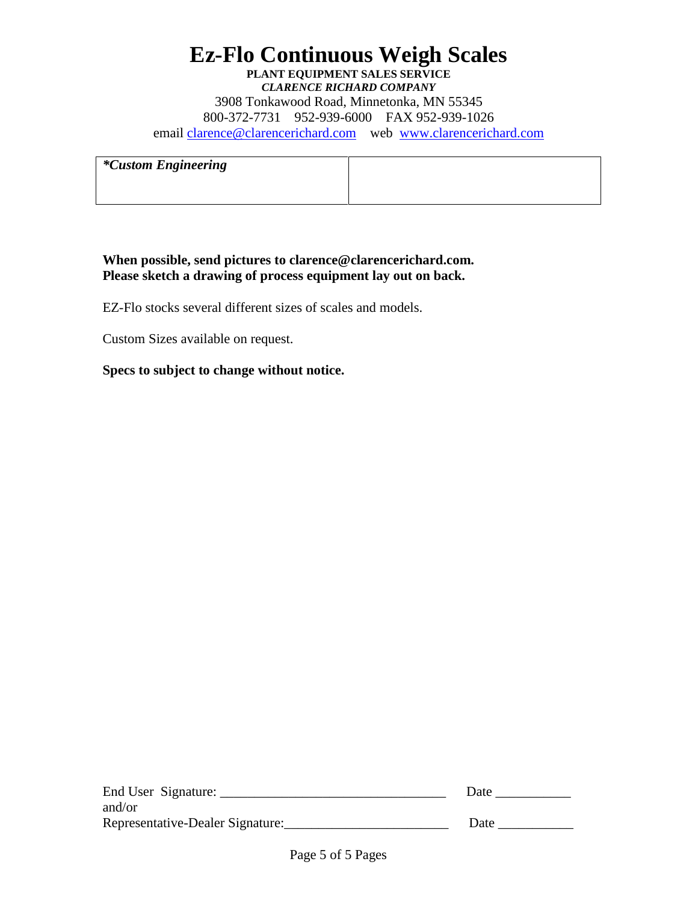# Ez-Flo Continuous Weigh Scales

**PLANT EQUIPMENT SALES SERVICE**

***CLARENCE RICHARD COMPANY***

3908 Tonkawood Road, Minnetonka, MN 55345

800-372-7731 952-939-6000 FAX 952-939-1026

email clarence@clarencerichard.com web www.clarencerichard.com

| | |
|---|---|
| ***Custom Engineering** | |

**When possible, send pictures to clarence@clarencerichard.com.**
**Please sketch a drawing of process equipment lay out on back.**

EZ-Flo stocks several different sizes of scales and models.

Custom Sizes available on request.

**Specs to subject to change without notice.**

End User Signature: ________________________________ Date ___________
and/or
Representative-Dealer Signature:_______________________ Date ___________